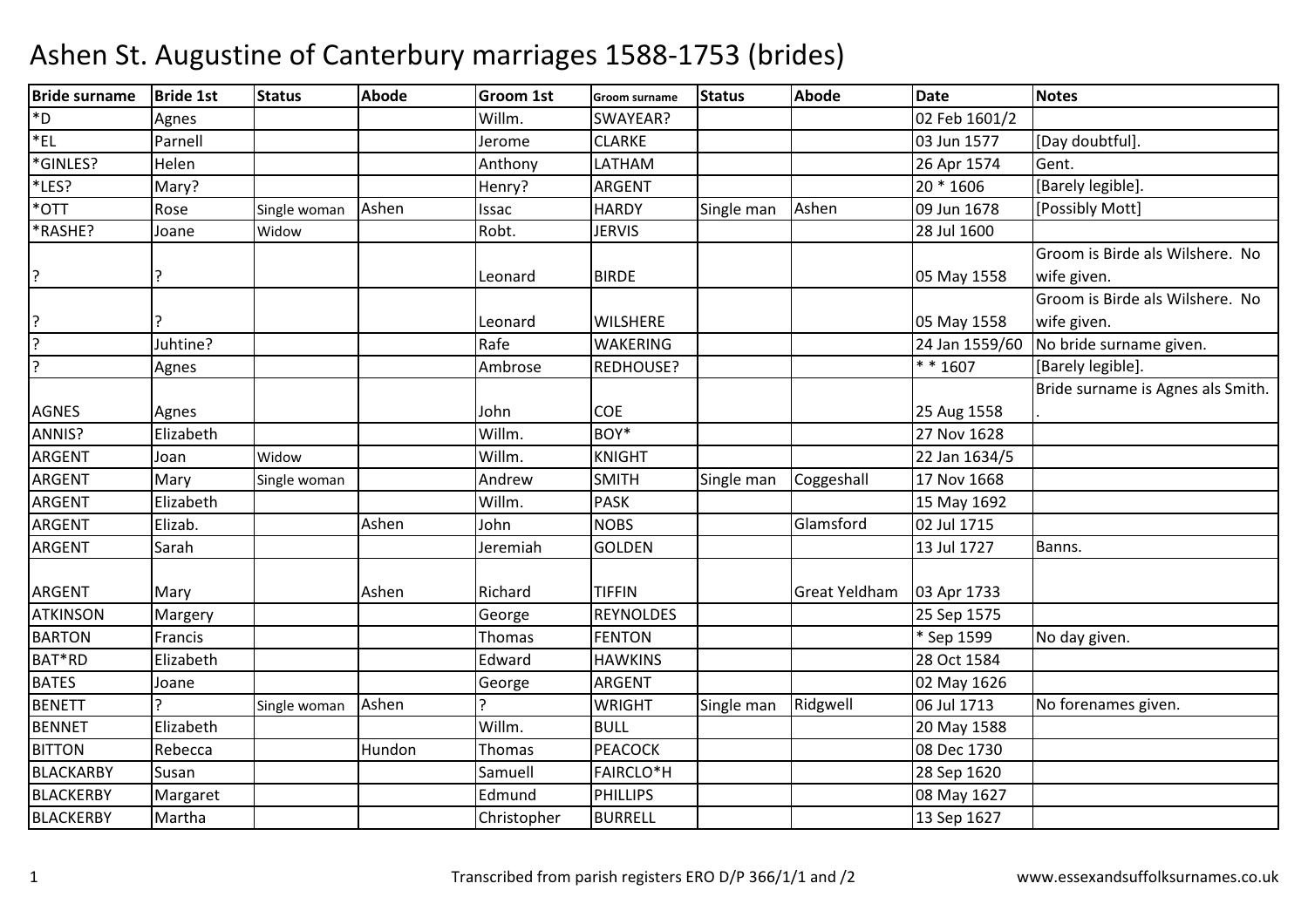# Ashen St. Augustine of Canterbury marriages 1588-1753 (brides)

| Bride surname | Bride 1st | Status | Abode | Groom 1st | Groom surname | Status | Abode | Date | Notes |
|---|---|---|---|---|---|---|---|---|---|
| *D | Agnes | | | Willm. | SWAYEAR? | | | 02 Feb 1601/2 | |
| *EL | Parnell | | | Jerome | CLARKE | | | 03 Jun 1577 | [Day doubtful]. |
| *GINLES? | Helen | | | Anthony | LATHAM | | | 26 Apr 1574 | Gent. |
| *LES? | Mary? | | | Henry? | ARGENT | | | 20 * 1606 | [Barely legible]. |
| *OTT | Rose | Single woman | Ashen | Issac | HARDY | Single man | Ashen | 09 Jun 1678 | [Possibly Mott] |
| *RASHE? | Joane | Widow | | Robt. | JERVIS | | | 28 Jul 1600 | |
| ? | ? | | | Leonard | BIRDE | | | 05 May 1558 | Groom is Birde als Wilshere. No wife given. |
| ? | ? | | | Leonard | WILSHERE | | | 05 May 1558 | Groom is Birde als Wilshere. No wife given. |
| ? | Juhtine? | | | Rafe | WAKERING | | | 24 Jan 1559/60 | No bride surname given. |
| ? | Agnes | | | Ambrose | REDHOUSE? | | | * * 1607 | [Barely legible]. |
| AGNES | Agnes | | | John | COE | | | 25 Aug 1558 | Bride surname is Agnes als Smith. |
| ANNIS? | Elizabeth | | | Willm. | BOY* | | | 27 Nov 1628 | |
| ARGENT | Joan | Widow | | Willm. | KNIGHT | | | 22 Jan 1634/5 | |
| ARGENT | Mary | Single woman | | Andrew | SMITH | Single man | Coggeshall | 17 Nov 1668 | |
| ARGENT | Elizabeth | | | Willm. | PASK | | | 15 May 1692 | |
| ARGENT | Elizab. | | Ashen | John | NOBS | | Glamsford | 02 Jul 1715 | |
| ARGENT | Sarah | | | Jeremiah | GOLDEN | | | 13 Jul 1727 | Banns. |
| ARGENT | Mary | | Ashen | Richard | TIFFIN | | Great Yeldham | 03 Apr 1733 | |
| ATKINSON | Margery | | | George | REYNOLDES | | | 25 Sep 1575 | |
| BARTON | Francis | | | Thomas | FENTON | | | * Sep 1599 | No day given. |
| BAT*RD | Elizabeth | | | Edward | HAWKINS | | | 28 Oct 1584 | |
| BATES | Joane | | | George | ARGENT | | | 02 May 1626 | |
| BENETT | ? | Single woman | Ashen | ? | WRIGHT | Single man | Ridgwell | 06 Jul 1713 | No forenames given. |
| BENNET | Elizabeth | | | Willm. | BULL | | | 20 May 1588 | |
| BITTON | Rebecca | | Hundon | Thomas | PEACOCK | | | 08 Dec 1730 | |
| BLACKARBY | Susan | | | Samuell | FAIRCLO*H | | | 28 Sep 1620 | |
| BLACKERBY | Margaret | | | Edmund | PHILLIPS | | | 08 May 1627 | |
| BLACKERBY | Martha | | | Christopher | BURRELL | | | 13 Sep 1627 | |

Transcribed from parish registers ERO D/P 366/1/1 and /2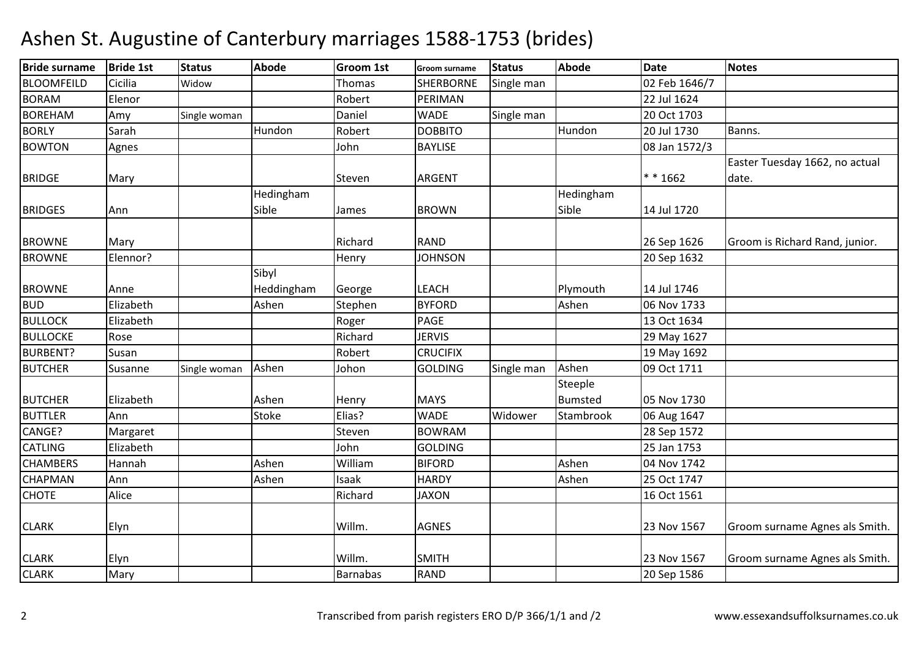# Ashen St. Augustine of Canterbury marriages 1588-1753 (brides)

| Bride surname | Bride 1st | Status | Abode | Groom 1st | Groom surname | Status | Abode | Date | Notes |
|---|---|---|---|---|---|---|---|---|---|
| BLOOMFEILD | Cicilia | Widow | | Thomas | SHERBORNE | Single man | | 02 Feb 1646/7 | |
| BORAM | Elenor | | | Robert | PERIMAN | | | 22 Jul 1624 | |
| BOREHAM | Amy | Single woman | | Daniel | WADE | Single man | | 20 Oct 1703 | |
| BORLY | Sarah | | Hundon | Robert | DOBBITO | | Hundon | 20 Jul 1730 | Banns. |
| BOWTON | Agnes | | | John | BAYLISE | | | 08 Jan 1572/3 | |
| BRIDGE | Mary | | | Steven | ARGENT | | | * * 1662 | Easter Tuesday 1662, no actual date. |
| BRIDGES | Ann | | Hedingham Sible | James | BROWN | | Hedingham Sible | 14 Jul 1720 | |
| BROWNE | Mary | | | Richard | RAND | | | 26 Sep 1626 | Groom is Richard Rand, junior. |
| BROWNE | Elennor? | | | Henry | JOHNSON | | | 20 Sep 1632 | |
| BROWNE | Anne | | Sibyl Heddingham | George | LEACH | | Plymouth | 14 Jul 1746 | |
| BUD | Elizabeth | | Ashen | Stephen | BYFORD | | Ashen | 06 Nov 1733 | |
| BULLOCK | Elizabeth | | | Roger | PAGE | | | 13 Oct 1634 | |
| BULLOCKE | Rose | | | Richard | JERVIS | | | 29 May 1627 | |
| BURBENT? | Susan | | | Robert | CRUCIFIX | | | 19 May 1692 | |
| BUTCHER | Susanne | Single woman | Ashen | Johon | GOLDING | Single man | Ashen | 09 Oct 1711 | |
| BUTCHER | Elizabeth | | Ashen | Henry | MAYS | | Steeple Bumsted | 05 Nov 1730 | |
| BUTTLER | Ann | | Stoke | Elias? | WADE | Widower | Stambrook | 06 Aug 1647 | |
| CANGE? | Margaret | | | Steven | BOWRAM | | | 28 Sep 1572 | |
| CATLING | Elizabeth | | | John | GOLDING | | | 25 Jan 1753 | |
| CHAMBERS | Hannah | | Ashen | William | BIFORD | | Ashen | 04 Nov 1742 | |
| CHAPMAN | Ann | | Ashen | Isaak | HARDY | | Ashen | 25 Oct 1747 | |
| CHOTE | Alice | | | Richard | JAXON | | | 16 Oct 1561 | |
| CLARK | Elyn | | | Willm. | AGNES | | | 23 Nov 1567 | Groom surname Agnes als Smith. |
| CLARK | Elyn | | | Willm. | SMITH | | | 23 Nov 1567 | Groom surname Agnes als Smith. |
| CLARK | Mary | | | Barnabas | RAND | | | 20 Sep 1586 | |

Transcribed from parish registers ERO D/P 366/1/1 and /2

www.essexandsuffolksurnames.co.uk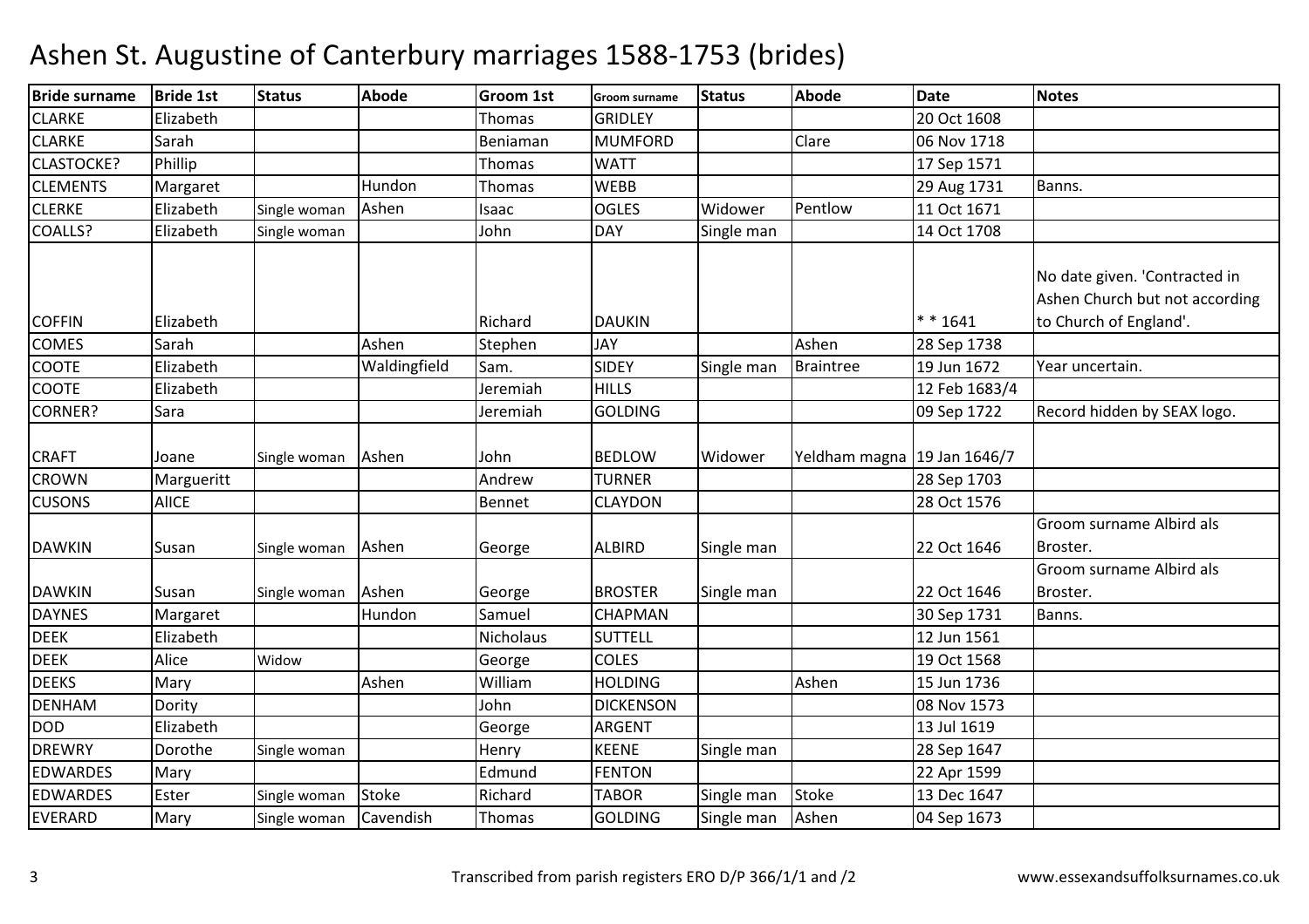# Ashen St. Augustine of Canterbury marriages 1588-1753 (brides)

| Bride surname | Bride 1st | Status | Abode | Groom 1st | Groom surname | Status | Abode | Date | Notes |
|---|---|---|---|---|---|---|---|---|---|
| CLARKE | Elizabeth | | | Thomas | GRIDLEY | | | 20 Oct 1608 | |
| CLARKE | Sarah | | | Beniaman | MUMFORD | | Clare | 06 Nov 1718 | |
| CLASTOCKE? | Phillip | | | Thomas | WATT | | | 17 Sep 1571 | |
| CLEMENTS | Margaret | | Hundon | Thomas | WEBB | | | 29 Aug 1731 | Banns. |
| CLERKE | Elizabeth | Single woman | Ashen | Isaac | OGLES | Widower | Pentlow | 11 Oct 1671 | |
| COALLS? | Elizabeth | Single woman | | John | DAY | Single man | | 14 Oct 1708 | |
| COFFIN | Elizabeth | | | Richard | DAUKIN | | | * * 1641 | No date given. 'Contracted in Ashen Church but not according to Church of England'. |
| COMES | Sarah | | Ashen | Stephen | JAY | | Ashen | 28 Sep 1738 | |
| COOTE | Elizabeth | | Waldingfield | Sam. | SIDEY | Single man | Braintree | 19 Jun 1672 | Year uncertain. |
| COOTE | Elizabeth | | | Jeremiah | HILLS | | | 12 Feb 1683/4 | |
| CORNER? | Sara | | | Jeremiah | GOLDING | | | 09 Sep 1722 | Record hidden by SEAX logo. |
| CRAFT | Joane | Single woman | Ashen | John | BEDLOW | Widower | Yeldham magna | 19 Jan 1646/7 | |
| CROWN | Margueritt | | | Andrew | TURNER | | | 28 Sep 1703 | |
| CUSONS | AlICE | | | Bennet | CLAYDON | | | 28 Oct 1576 | |
| DAWKIN | Susan | Single woman | Ashen | George | ALBIRD | Single man | | 22 Oct 1646 | Groom surname Albird als Broster. |
| DAWKIN | Susan | Single woman | Ashen | George | BROSTER | Single man | | 22 Oct 1646 | Groom surname Albird als Broster. |
| DAYNES | Margaret | | Hundon | Samuel | CHAPMAN | | | 30 Sep 1731 | Banns. |
| DEEK | Elizabeth | | | Nicholaus | SUTTELL | | | 12 Jun 1561 | |
| DEEK | Alice | Widow | | George | COLES | | | 19 Oct 1568 | |
| DEEKS | Mary | | Ashen | William | HOLDING | | Ashen | 15 Jun 1736 | |
| DENHAM | Dority | | | John | DICKENSON | | | 08 Nov 1573 | |
| DOD | Elizabeth | | | George | ARGENT | | | 13 Jul 1619 | |
| DREWRY | Dorothe | Single woman | | Henry | KEENE | Single man | | 28 Sep 1647 | |
| EDWARDES | Mary | | | Edmund | FENTON | | | 22 Apr 1599 | |
| EDWARDES | Ester | Single woman | Stoke | Richard | TABOR | Single man | Stoke | 13 Dec 1647 | |
| EVERARD | Mary | Single woman | Cavendish | Thomas | GOLDING | Single man | Ashen | 04 Sep 1673 | |

Transcribed from parish registers ERO D/P 366/1/1 and /2

www.essexandsuffolksurnames.co.uk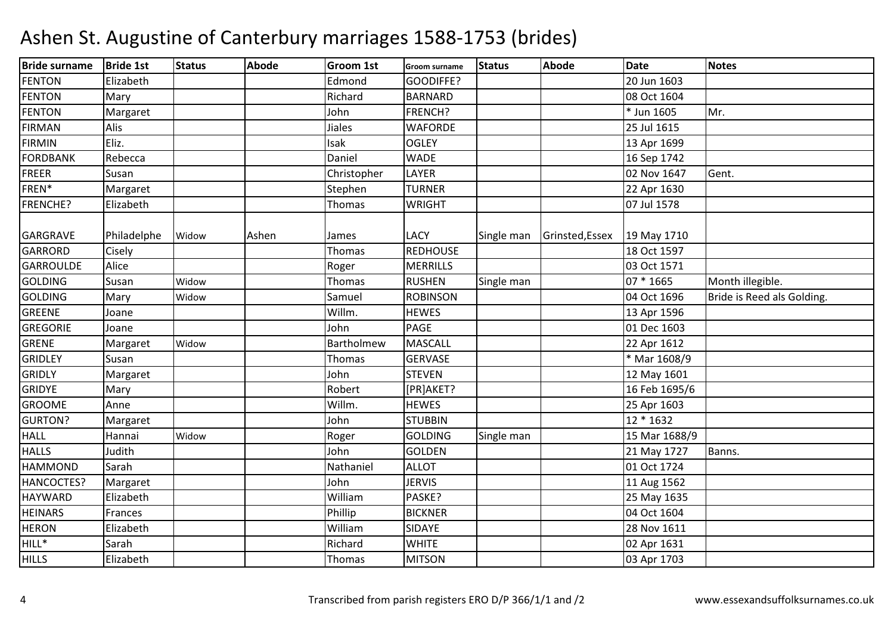# Ashen St. Augustine of Canterbury marriages 1588-1753 (brides)

| Bride surname | Bride 1st | Status | Abode | Groom 1st | Groom surname | Status | Abode | Date | Notes |
|---|---|---|---|---|---|---|---|---|---|
| FENTON | Elizabeth | | | Edmond | GOODIFFE? | | | 20 Jun 1603 | |
| FENTON | Mary | | | Richard | BARNARD | | | 08 Oct 1604 | |
| FENTON | Margaret | | | John | FRENCH? | | | * Jun 1605 | Mr. |
| FIRMAN | Alis | | | Jiales | WAFORDE | | | 25 Jul 1615 | |
| FIRMIN | Eliz. | | | Isak | OGLEY | | | 13 Apr 1699 | |
| FORDBANK | Rebecca | | | Daniel | WADE | | | 16 Sep 1742 | |
| FREER | Susan | | | Christopher | LAYER | | | 02 Nov 1647 | Gent. |
| FREN* | Margaret | | | Stephen | TURNER | | | 22 Apr 1630 | |
| FRENCHE? | Elizabeth | | | Thomas | WRIGHT | | | 07 Jul 1578 | |
| GARGRAVE | Philadelphe | Widow | Ashen | James | LACY | Single man | Grinsted,Essex | 19 May 1710 | |
| GARRORD | Cisely | | | Thomas | REDHOUSE | | | 18 Oct 1597 | |
| GARROULDE | Alice | | | Roger | MERRILLS | | | 03 Oct 1571 | |
| GOLDING | Susan | Widow | | Thomas | RUSHEN | Single man | | 07 * 1665 | Month illegible. |
| GOLDING | Mary | Widow | | Samuel | ROBINSON | | | 04 Oct 1696 | Bride is Reed als Golding. |
| GREENE | Joane | | | Willm. | HEWES | | | 13 Apr 1596 | |
| GREGORIE | Joane | | | John | PAGE | | | 01 Dec 1603 | |
| GRENE | Margaret | Widow | | Bartholmew | MASCALL | | | 22 Apr 1612 | |
| GRIDLEY | Susan | | | Thomas | GERVASE | | | * Mar 1608/9 | |
| GRIDLY | Margaret | | | John | STEVEN | | | 12 May 1601 | |
| GRIDYE | Mary | | | Robert | [PR]AKET? | | | 16 Feb 1695/6 | |
| GROOME | Anne | | | Willm. | HEWES | | | 25 Apr 1603 | |
| GURTON? | Margaret | | | John | STUBBIN | | | 12 * 1632 | |
| HALL | Hannai | Widow | | Roger | GOLDING | Single man | | 15 Mar 1688/9 | |
| HALLS | Judith | | | John | GOLDEN | | | 21 May 1727 | Banns. |
| HAMMOND | Sarah | | | Nathaniel | ALLOT | | | 01 Oct 1724 | |
| HANCOCTES? | Margaret | | | John | JERVIS | | | 11 Aug 1562 | |
| HAYWARD | Elizabeth | | | William | PASKE? | | | 25 May 1635 | |
| HEINARS | Frances | | | Phillip | BICKNER | | | 04 Oct 1604 | |
| HERON | Elizabeth | | | William | SIDAYE | | | 28 Nov 1611 | |
| HILL* | Sarah | | | Richard | WHITE | | | 02 Apr 1631 | |
| HILLS | Elizabeth | | | Thomas | MITSON | | | 03 Apr 1703 | |

Transcribed from parish registers ERO D/P 366/1/1 and /2 — www.essexandsuffolksurnames.co.uk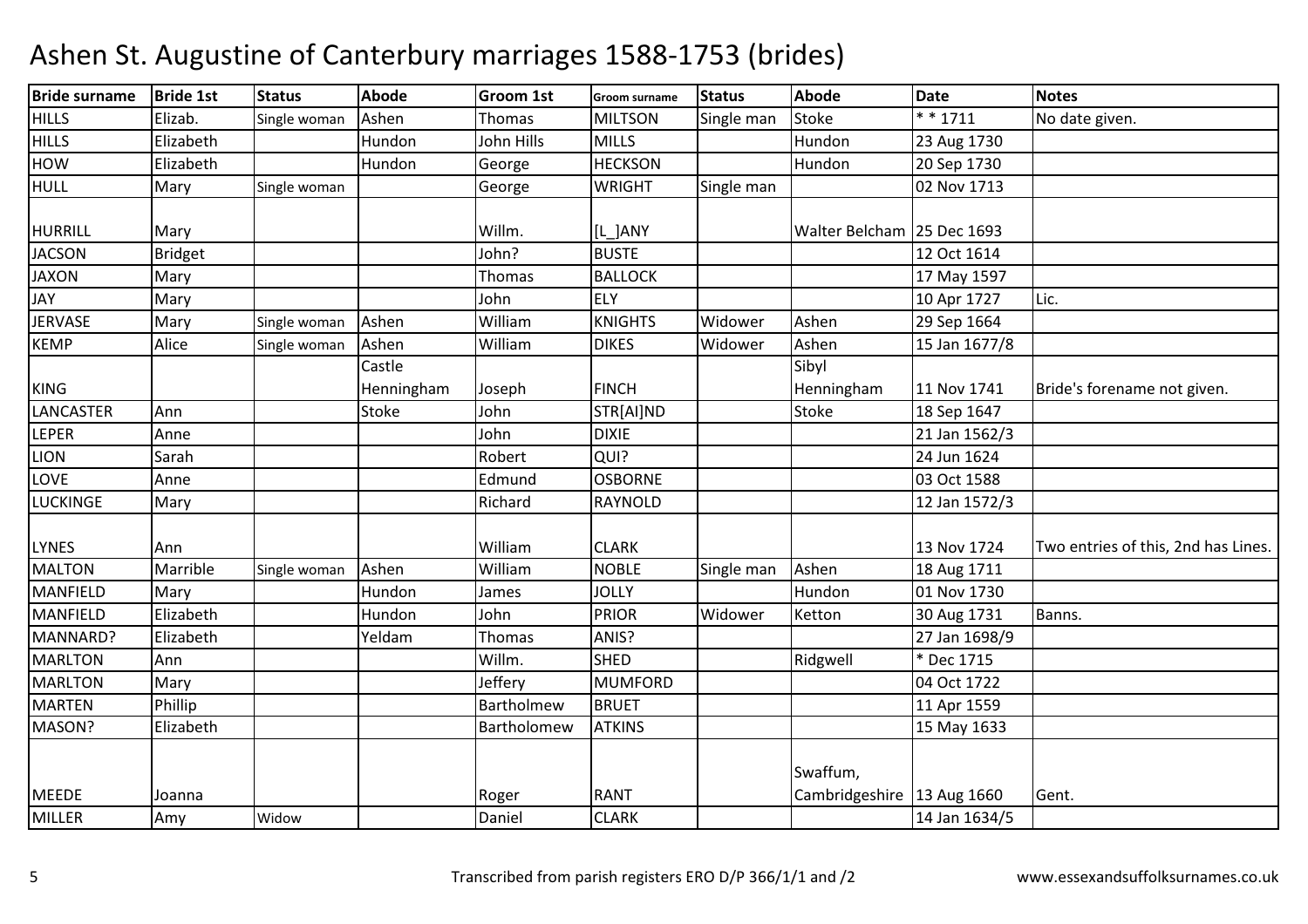# Ashen St. Augustine of Canterbury marriages 1588-1753 (brides)

| Bride surname | Bride 1st | Status | Abode | Groom 1st | Groom surname | Status | Abode | Date | Notes |
|---|---|---|---|---|---|---|---|---|---|
| HILLS | Elizab. | Single woman | Ashen | Thomas | MILTSON | Single man | Stoke | * * 1711 | No date given. |
| HILLS | Elizabeth | | Hundon | John Hills | MILLS | | Hundon | 23 Aug 1730 | |
| HOW | Elizabeth | | Hundon | George | HECKSON | | Hundon | 20 Sep 1730 | |
| HULL | Mary | Single woman | | George | WRIGHT | Single man | | 02 Nov 1713 | |
| HURRILL | Mary | | | Willm. | [L_]ANY | | Walter Belcham | 25 Dec 1693 | |
| JACSON | Bridget | | | John? | BUSTE | | | 12 Oct 1614 | |
| JAXON | Mary | | | Thomas | BALLOCK | | | 17 May 1597 | |
| JAY | Mary | | | John | ELY | | | 10 Apr 1727 | Lic. |
| JERVASE | Mary | Single woman | Ashen | William | KNIGHTS | Widower | Ashen | 29 Sep 1664 | |
| KEMP | Alice | Single woman | Ashen | William | DIKES | Widower | Ashen | 15 Jan 1677/8 | |
| KING | | | Castle Henningham | Joseph | FINCH | | Sibyl Henningham | 11 Nov 1741 | Bride's forename not given. |
| LANCASTER | Ann | | Stoke | John | STR[AI]ND | | Stoke | 18 Sep 1647 | |
| LEPER | Anne | | | John | DIXIE | | | 21 Jan 1562/3 | |
| LION | Sarah | | | Robert | QUI? | | | 24 Jun 1624 | |
| LOVE | Anne | | | Edmund | OSBORNE | | | 03 Oct 1588 | |
| LUCKINGE | Mary | | | Richard | RAYNOLD | | | 12 Jan 1572/3 | |
| LYNES | Ann | | | William | CLARK | | | 13 Nov 1724 | Two entries of this, 2nd has Lines. |
| MALTON | Marrible | Single woman | Ashen | William | NOBLE | Single man | Ashen | 18 Aug 1711 | |
| MANFIELD | Mary | | Hundon | James | JOLLY | | Hundon | 01 Nov 1730 | |
| MANFIELD | Elizabeth | | Hundon | John | PRIOR | Widower | Ketton | 30 Aug 1731 | Banns. |
| MANNARD? | Elizabeth | | Yeldam | Thomas | ANIS? | | | 27 Jan 1698/9 | |
| MARLTON | Ann | | | Willm. | SHED | | Ridgwell | * Dec 1715 | |
| MARLTON | Mary | | | Jeffery | MUMFORD | | | 04 Oct 1722 | |
| MARTEN | Phillip | | | Bartholmew | BRUET | | | 11 Apr 1559 | |
| MASON? | Elizabeth | | | Bartholomew | ATKINS | | | 15 May 1633 | |
| MEEDE | Joanna | | | Roger | RANT | | Swaffum, Cambridgeshire | 13 Aug 1660 | Gent. |
| MILLER | Amy | Widow | | Daniel | CLARK | | | 14 Jan 1634/5 | |

Transcribed from parish registers ERO D/P 366/1/1 and /2

www.essexandsuffolksurnames.co.uk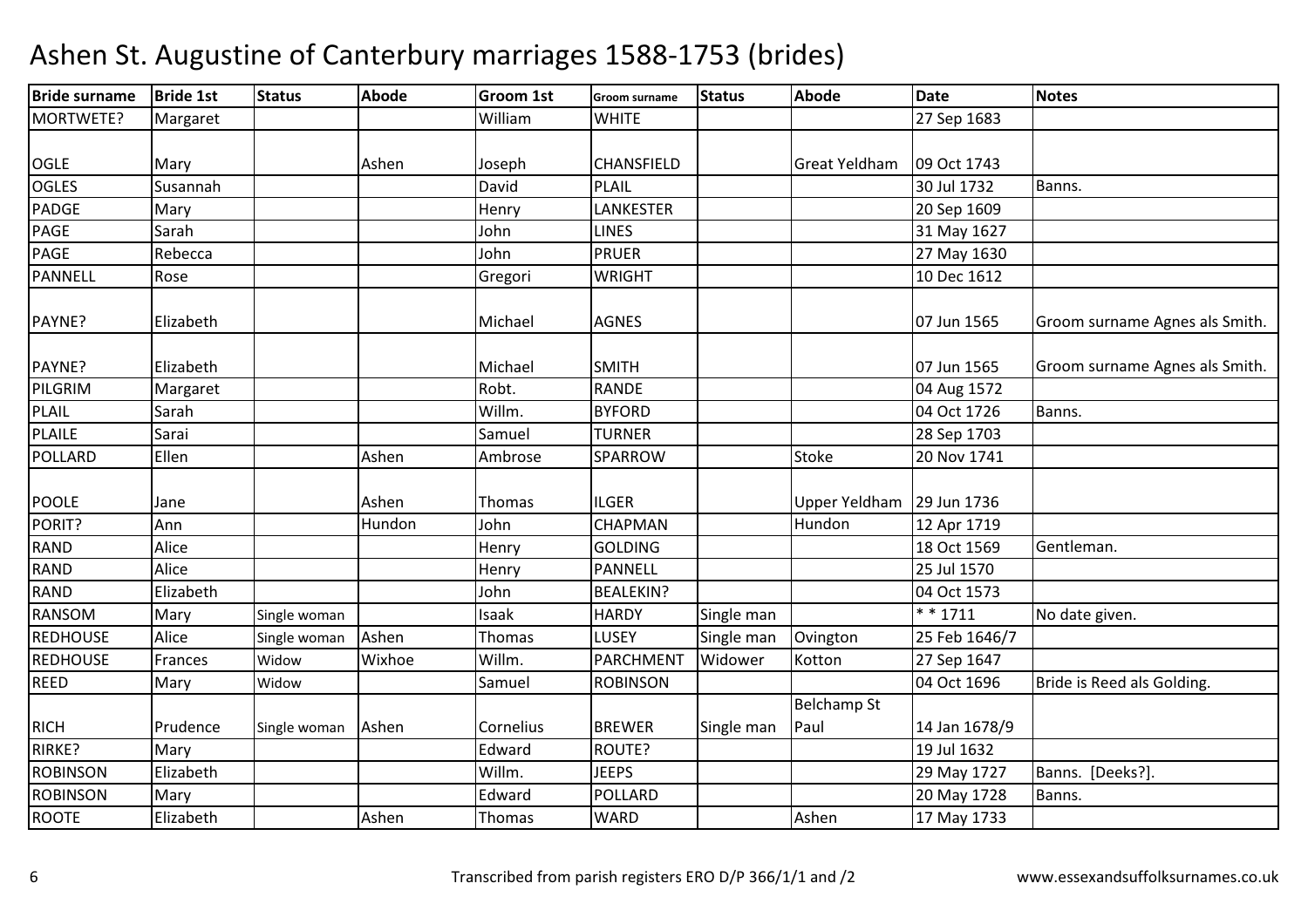# Ashen St. Augustine of Canterbury marriages 1588-1753 (brides)

| Bride surname | Bride 1st | Status | Abode | Groom 1st | Groom surname | Status | Abode | Date | Notes |
|---|---|---|---|---|---|---|---|---|---|
| MORTWETE? | Margaret | | | William | WHITE | | | 27 Sep 1683 | |
| OGLE | Mary | | Ashen | Joseph | CHANSFIELD | | Great Yeldham | 09 Oct 1743 | |
| OGLES | Susannah | | | David | PLAIL | | | 30 Jul 1732 | Banns. |
| PADGE | Mary | | | Henry | LANKESTER | | | 20 Sep 1609 | |
| PAGE | Sarah | | | John | LINES | | | 31 May 1627 | |
| PAGE | Rebecca | | | John | PRUER | | | 27 May 1630 | |
| PANNELL | Rose | | | Gregori | WRIGHT | | | 10 Dec 1612 | |
| PAYNE? | Elizabeth | | | Michael | AGNES | | | 07 Jun 1565 | Groom surname Agnes als Smith. |
| PAYNE? | Elizabeth | | | Michael | SMITH | | | 07 Jun 1565 | Groom surname Agnes als Smith. |
| PILGRIM | Margaret | | | Robt. | RANDE | | | 04 Aug 1572 | |
| PLAIL | Sarah | | | Willm. | BYFORD | | | 04 Oct 1726 | Banns. |
| PLAILE | Sarai | | | Samuel | TURNER | | | 28 Sep 1703 | |
| POLLARD | Ellen | | Ashen | Ambrose | SPARROW | | Stoke | 20 Nov 1741 | |
| POOLE | Jane | | Ashen | Thomas | ILGER | | Upper Yeldham | 29 Jun 1736 | |
| PORIT? | Ann | | Hundon | John | CHAPMAN | | Hundon | 12 Apr 1719 | |
| RAND | Alice | | | Henry | GOLDING | | | 18 Oct 1569 | Gentleman. |
| RAND | Alice | | | Henry | PANNELL | | | 25 Jul 1570 | |
| RAND | Elizabeth | | | John | BEALEKIN? | | | 04 Oct 1573 | |
| RANSOM | Mary | Single woman | | Isaak | HARDY | Single man | | * * 1711 | No date given. |
| REDHOUSE | Alice | Single woman | Ashen | Thomas | LUSEY | Single man | Ovington | 25 Feb 1646/7 | |
| REDHOUSE | Frances | Widow | Wixhoe | Willm. | PARCHMENT | Widower | Kotton | 27 Sep 1647 | |
| REED | Mary | Widow | | Samuel | ROBINSON | | | 04 Oct 1696 | Bride is Reed als Golding. |
| RICH | Prudence | Single woman | Ashen | Cornelius | BREWER | Single man | Belchamp St Paul | 14 Jan 1678/9 | |
| RIRKE? | Mary | | | Edward | ROUTE? | | | 19 Jul 1632 | |
| ROBINSON | Elizabeth | | | Willm. | JEEPS | | | 29 May 1727 | Banns. [Deeks?]. |
| ROBINSON | Mary | | | Edward | POLLARD | | | 20 May 1728 | Banns. |
| ROOTE | Elizabeth | | Ashen | Thomas | WARD | | Ashen | 17 May 1733 | |

Transcribed from parish registers ERO D/P 366/1/1 and /2 www.essexandsuffolksurnames.co.uk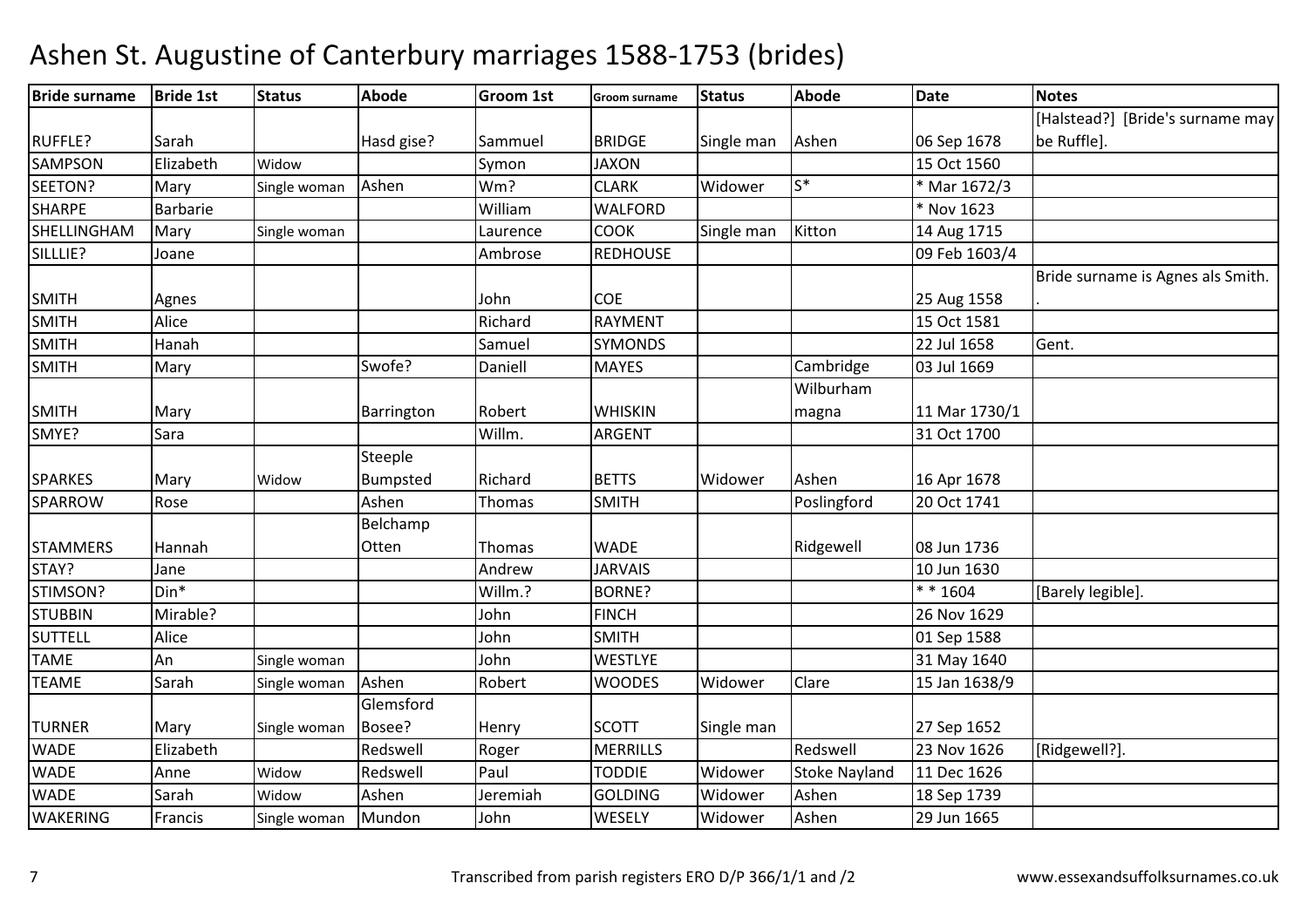# Ashen St. Augustine of Canterbury marriages 1588-1753 (brides)

| Bride surname | Bride 1st | Status | Abode | Groom 1st | Groom surname | Status | Abode | Date | Notes |
|---|---|---|---|---|---|---|---|---|---|
| RUFFLE? | Sarah | | Hasd gise? | Sammuel | BRIDGE | Single man | Ashen | 06 Sep 1678 | [Halstead?] [Bride's surname may be Ruffle]. |
| SAMPSON | Elizabeth | Widow | | Symon | JAXON | | | 15 Oct 1560 | |
| SEETON? | Mary | Single woman | Ashen | Wm? | CLARK | Widower | S* | * Mar 1672/3 | |
| SHARPE | Barbarie | | | William | WALFORD | | | * Nov 1623 | |
| SHELLINGHAM | Mary | Single woman | | Laurence | COOK | Single man | Kitton | 14 Aug 1715 | |
| SILLLIE? | Joane | | | Ambrose | REDHOUSE | | | 09 Feb 1603/4 | |
| SMITH | Agnes | | | John | COE | | | 25 Aug 1558 | Bride surname is Agnes als Smith. |
| SMITH | Alice | | | Richard | RAYMENT | | | 15 Oct 1581 | |
| SMITH | Hanah | | | Samuel | SYMONDS | | | 22 Jul 1658 | Gent. |
| SMITH | Mary | | Swofe? | Daniell | MAYES | | Cambridge | 03 Jul 1669 | |
| SMITH | Mary | | Barrington | Robert | WHISKIN | | Wilburham magna | 11 Mar 1730/1 | |
| SMYE? | Sara | | | Willm. | ARGENT | | | 31 Oct 1700 | |
| SPARKES | Mary | Widow | Steeple Bumpsted | Richard | BETTS | Widower | Ashen | 16 Apr 1678 | |
| SPARROW | Rose | | Ashen | Thomas | SMITH | | Poslingford | 20 Oct 1741 | |
| STAMMERS | Hannah | | Belchamp Otten | Thomas | WADE | | Ridgewell | 08 Jun 1736 | |
| STAY? | Jane | | | Andrew | JARVAIS | | | 10 Jun 1630 | |
| STIMSON? | Din* | | | Willm.? | BORNE? | | | * * 1604 | [Barely legible]. |
| STUBBIN | Mirable? | | | John | FINCH | | | 26 Nov 1629 | |
| SUTTELL | Alice | | | John | SMITH | | | 01 Sep 1588 | |
| TAME | An | Single woman | | John | WESTLYE | | | 31 May 1640 | |
| TEAME | Sarah | Single woman | Ashen | Robert | WOODES | Widower | Clare | 15 Jan 1638/9 | |
| TURNER | Mary | Single woman | Glemsford Bosee? | Henry | SCOTT | Single man | | 27 Sep 1652 | |
| WADE | Elizabeth | | Redswell | Roger | MERRILLS | | Redswell | 23 Nov 1626 | [Ridgewell?]. |
| WADE | Anne | Widow | Redswell | Paul | TODDIE | Widower | Stoke Nayland | 11 Dec 1626 | |
| WADE | Sarah | Widow | Ashen | Jeremiah | GOLDING | Widower | Ashen | 18 Sep 1739 | |
| WAKERING | Francis | Single woman | Mundon | John | WESELY | Widower | Ashen | 29 Jun 1665 | |

Transcribed from parish registers ERO D/P 366/1/1 and /2 www.essexandsuffolksurnames.co.uk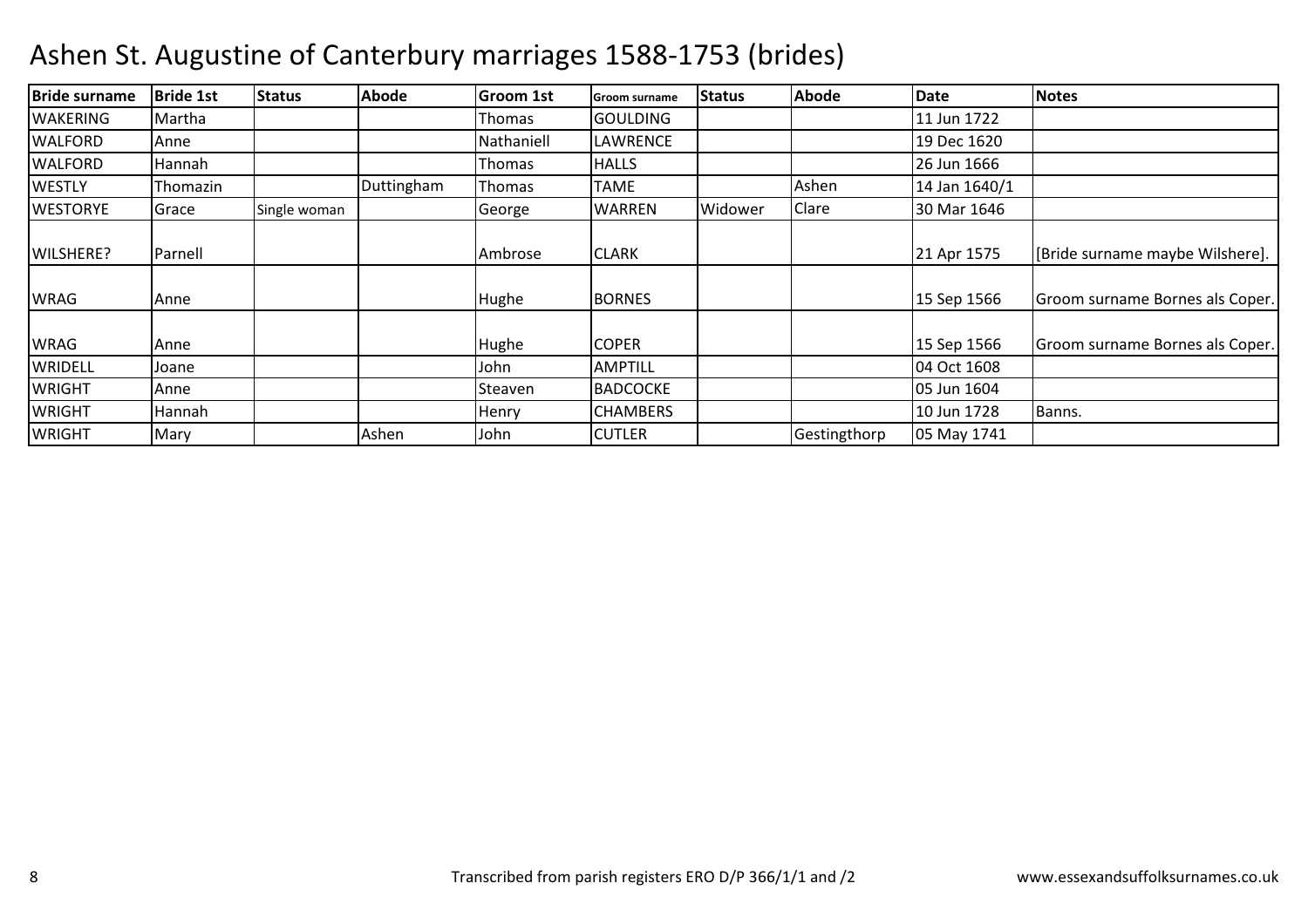# Ashen St. Augustine of Canterbury marriages 1588-1753 (brides)

| Bride surname | Bride 1st | Status | Abode | Groom 1st | Groom surname | Status | Abode | Date | Notes |
|---|---|---|---|---|---|---|---|---|---|
| WAKERING | Martha | | | Thomas | GOULDING | | | 11 Jun 1722 | |
| WALFORD | Anne | | | Nathaniell | LAWRENCE | | | 19 Dec 1620 | |
| WALFORD | Hannah | | | Thomas | HALLS | | | 26 Jun 1666 | |
| WESTLY | Thomazin | | Duttingham | Thomas | TAME | | Ashen | 14 Jan 1640/1 | |
| WESTORYE | Grace | Single woman | | George | WARREN | Widower | Clare | 30 Mar 1646 | |
| WILSHERE? | Parnell | | | Ambrose | CLARK | | | 21 Apr 1575 | [Bride surname maybe Wilshere]. |
| WRAG | Anne | | | Hughe | BORNES | | | 15 Sep 1566 | Groom surname Bornes als Coper. |
| WRAG | Anne | | | Hughe | COPER | | | 15 Sep 1566 | Groom surname Bornes als Coper. |
| WRIDELL | Joane | | | John | AMPTILL | | | 04 Oct 1608 | |
| WRIGHT | Anne | | | Steaven | BADCOCKE | | | 05 Jun 1604 | |
| WRIGHT | Hannah | | | Henry | CHAMBERS | | | 10 Jun 1728 | Banns. |
| WRIGHT | Mary | | Ashen | John | CUTLER | | Gestingthorp | 05 May 1741 | |

Transcribed from parish registers ERO D/P 366/1/1 and /2

www.essexandsuffolksurnames.co.uk